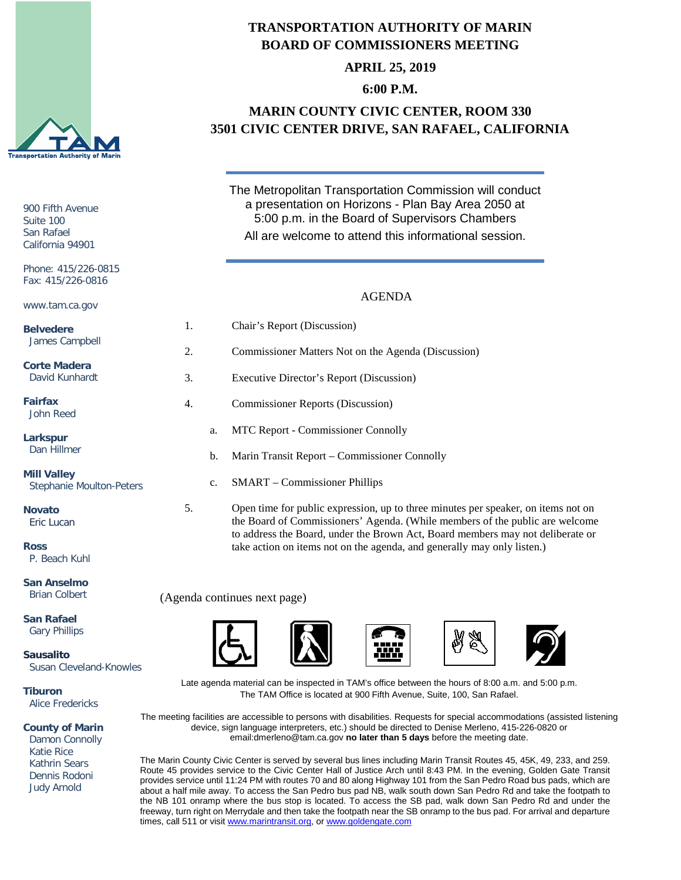# TRANSPORTATION AUTHORITY OF MARIN
# BOARD OF COMMISSIONERS MEETING

**APRIL 25, 2019**

**6:00 P.M.**

**MARIN COUNTY CIVIC CENTER, ROOM 330**
**3501 CIVIC CENTER DRIVE, SAN RAFAEL, CALIFORNIA**

900 Fifth Avenue
Suite 100
San Rafael
California 94901

Phone: 415/226-0815
Fax: 415/226-0816

www.tam.ca.gov

**Belvedere**
James Campbell

**Corte Madera**
David Kunhardt

**Fairfax**
John Reed

**Larkspur**
Dan Hillmer

**Mill Valley**
Stephanie Moulton-Peters

**Novato**
Eric Lucan

**Ross**
P. Beach Kuhl

**San Anselmo**
Brian Colbert

**San Rafael**
Gary Phillips

**Sausalito**
Susan Cleveland-Knowles

**Tiburon**
Alice Fredericks

**County of Marin**
Damon Connolly
Katie Rice
Kathrin Sears
Dennis Rodoni
Judy Arnold

---

The Metropolitan Transportation Commission will conduct a presentation on Horizons - Plan Bay Area 2050 at 5:00 p.m. in the Board of Supervisors Chambers
All are welcome to attend this informational session.

---

## AGENDA

1. Chair's Report (Discussion)
2. Commissioner Matters Not on the Agenda (Discussion)
3. Executive Director's Report (Discussion)
4. Commissioner Reports (Discussion)
   a. MTC Report - Commissioner Connolly
   b. Marin Transit Report – Commissioner Connolly
   c. SMART – Commissioner Phillips
5. Open time for public expression, up to three minutes per speaker, on items not on the Board of Commissioners' Agenda. (While members of the public are welcome to address the Board, under the Brown Act, Board members may not deliberate or take action on items not on the agenda, and generally may only listen.)

(Agenda continues next page)

Late agenda material can be inspected in TAM's office between the hours of 8:00 a.m. and 5:00 p.m.
The TAM Office is located at 900 Fifth Avenue, Suite, 100, San Rafael.

The meeting facilities are accessible to persons with disabilities. Requests for special accommodations (assisted listening device, sign language interpreters, etc.) should be directed to Denise Merleno, 415-226-0820 or email:dmerleno@tam.ca.gov **no later than 5 days** before the meeting date.

The Marin County Civic Center is served by several bus lines including Marin Transit Routes 45, 45K, 49, 233, and 259. Route 45 provides service to the Civic Center Hall of Justice Arch until 8:43 PM. In the evening, Golden Gate Transit provides service until 11:24 PM with routes 70 and 80 along Highway 101 from the San Pedro Road bus pads, which are about a half mile away. To access the San Pedro bus pad NB, walk south down San Pedro Rd and take the footpath to the NB 101 onramp where the bus stop is located. To access the SB pad, walk down San Pedro Rd and under the freeway, turn right on Merrydale and then take the footpath near the SB onramp to the bus pad. For arrival and departure times, call 511 or visit [www.marintransit.org](http://www.marintransit.org), or [www.goldengate.com](http://www.goldengate.com)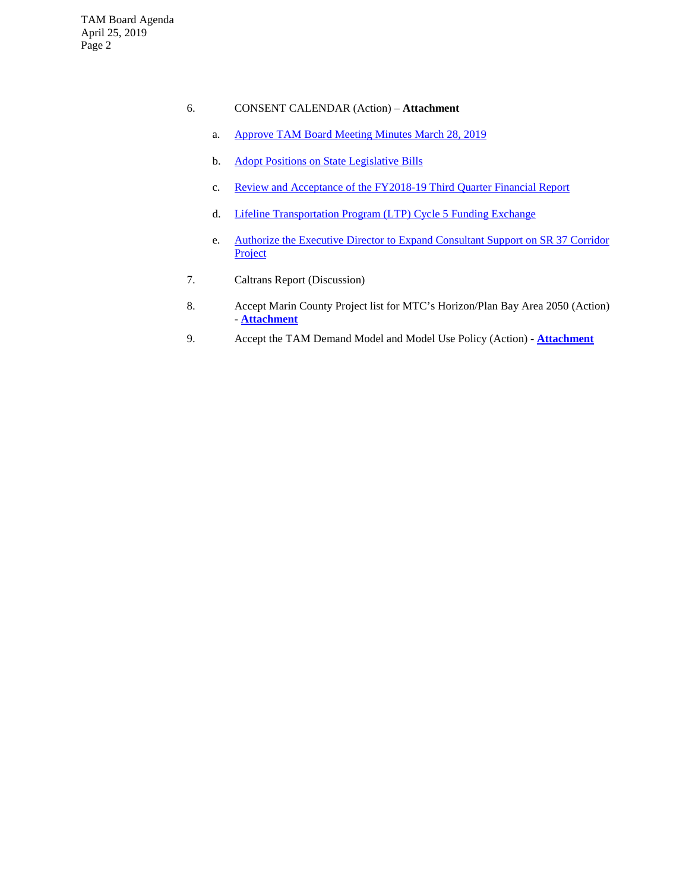6. CONSENT CALENDAR (Action) – **Attachment**

   a. Approve TAM Board Meeting Minutes March 28, 2019

   b. Adopt Positions on State Legislative Bills

   c. Review and Acceptance of the FY2018-19 Third Quarter Financial Report

   d. Lifeline Transportation Program (LTP) Cycle 5 Funding Exchange

   e. Authorize the Executive Director to Expand Consultant Support on SR 37 Corridor Project

7. Caltrans Report (Discussion)

8. Accept Marin County Project list for MTC's Horizon/Plan Bay Area 2050 (Action) - **Attachment**

9. Accept the TAM Demand Model and Model Use Policy (Action) - **Attachment**